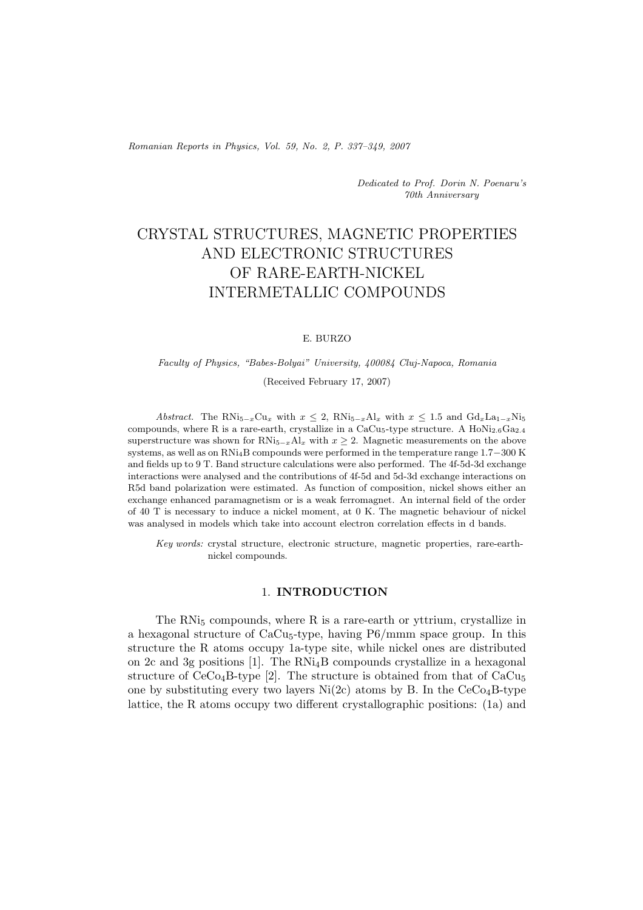*Dedicated to Prof. Dorin N. Poenaru's 70th Anniversary*

# CRYSTAL STRUCTURES, MAGNETIC PROPERTIES AND ELECTRONIC STRUCTURES OF RARE-EARTH-NICKEL INTERMETALLIC COMPOUNDS

E. BURZO

*Faculty of Physics, "Babes-Bolyai" University, 400084 Cluj-Napoca, Romania*

(Received February 17, 2007)

*Abstract.* The $RNi_{5-x}Cu_x$ with $x \leq 2$, $RNi_{5-x}Al_x$ with $x \leq 1.5$ and $Gd_xLa_{1-x}Ni_5$ compounds, where R is a rare-earth, crystallize in a $CaCu_5$-type structure. A $HoNi_{2.6}Ga_{2.4}$ superstructure was shown for $RNi_{5-x}Al_x$ with $x \geq 2$. Magnetic measurements on the above systems, as well as on $RNi_4B$ compounds were performed in the temperature range 1.7−300 K and fields up to 9 T. Band structure calculations were also performed. The 4f-5d-3d exchange interactions were analysed and the contributions of 4f-5d and 5d-3d exchange interactions on R5d band polarization were estimated. As function of composition, nickel shows either an exchange enhanced paramagnetism or is a weak ferromagnet. An internal field of the order of 40 T is necessary to induce a nickel moment, at 0 K. The magnetic behaviour of nickel was analysed in models which take into account electron correlation effects in d bands.

*Key words:* crystal structure, electronic structure, magnetic properties, rare-earth-nickel compounds.

## 1. INTRODUCTION

The $RNi_5$ compounds, where R is a rare-earth or yttrium, crystallize in a hexagonal structure of $CaCu_5$-type, having P6/mmm space group. In this structure the R atoms occupy 1a-type site, while nickel ones are distributed on 2c and 3g positions [1]. The $RNi_4B$ compounds crystallize in a hexagonal structure of $CeCo_4B$-type [2]. The structure is obtained from that of $CaCu_5$ one by substituting every two layers Ni(2c) atoms by B. In the $CeCo_4B$-type lattice, the R atoms occupy two different crystallographic positions: (1a) and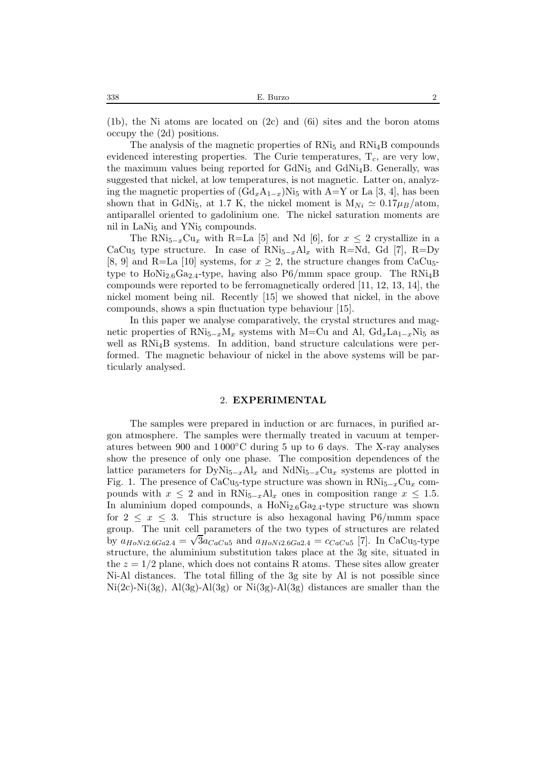(1b), the Ni atoms are located on (2c) and (6i) sites and the boron atoms occupy the (2d) positions.

The analysis of the magnetic properties of $RNi_5$ and $RNi_4B$ compounds evidenced interesting properties. The Curie temperatures, $T_c$, are very low, the maximum values being reported for $GdNi_5$ and $GdNi_4B$. Generally, was suggested that nickel, at low temperatures, is not magnetic. Latter on, analyzing the magnetic properties of $(Gd_xA_{1-x})Ni_5$ with A=Y or La [3, 4], has been shown that in $GdNi_5$, at 1.7 K, the nickel moment is $M_{Ni} \simeq 0.17\mu_B$/atom, antiparallel oriented to gadolinium one. The nickel saturation moments are nil in $LaNi_5$ and $YNi_5$ compounds.

The $RNi_{5-x}Cu_x$ with R=La [5] and Nd [6], for $x \leq 2$ crystallize in a $CaCu_5$ type structure. In case of $RNi_{5-x}Al_x$ with R=Nd, Gd [7], R=Dy [8, 9] and R=La [10] systems, for $x \geq 2$, the structure changes from $CaCu_5$-type to $HoNi_{2.6}Ga_{2.4}$-type, having also P6/mmm space group. The $RNi_4B$ compounds were reported to be ferromagnetically ordered [11, 12, 13, 14], the nickel moment being nil. Recently [15] we showed that nickel, in the above compounds, shows a spin fluctuation type behaviour [15].

In this paper we analyse comparatively, the crystal structures and magnetic properties of $RNi_{5-x}M_x$ systems with M=Cu and Al, $Gd_xLa_{1-x}Ni_5$ as well as $RNi_4B$ systems. In addition, band structure calculations were performed. The magnetic behaviour of nickel in the above systems will be particularly analysed.

## 2. EXPERIMENTAL

The samples were prepared in induction or arc furnaces, in purified argon atmosphere. The samples were thermally treated in vacuum at temperatures between 900 and 1 000°C during 5 up to 6 days. The X-ray analyses show the presence of only one phase. The composition dependences of the lattice parameters for $DyNi_{5-x}Al_x$ and $NdNi_{5-x}Cu_x$ systems are plotted in Fig. 1. The presence of $CaCu_5$-type structure was shown in $RNi_{5-x}Cu_x$ compounds with $x \leq 2$ and in $RNi_{5-x}Al_x$ ones in composition range $x \leq 1.5$. In aluminium doped compounds, a $HoNi_{2.6}Ga_{2.4}$-type structure was shown for $2 \leq x \leq 3$. This structure is also hexagonal having P6/mmm space group. The unit cell parameters of the two types of structures are related by $a_{HoNi2.6Ga2.4} = \sqrt{3}a_{CaCu5}$ and $a_{HoNi2.6Ga2.4} = c_{CaCu5}$ [7]. In $CaCu_5$-type structure, the aluminium substitution takes place at the 3g site, situated in the $z = 1/2$ plane, which does not contains R atoms. These sites allow greater Ni-Al distances. The total filling of the 3g site by Al is not possible since Ni(2c)-Ni(3g), Al(3g)-Al(3g) or Ni(3g)-Al(3g) distances are smaller than the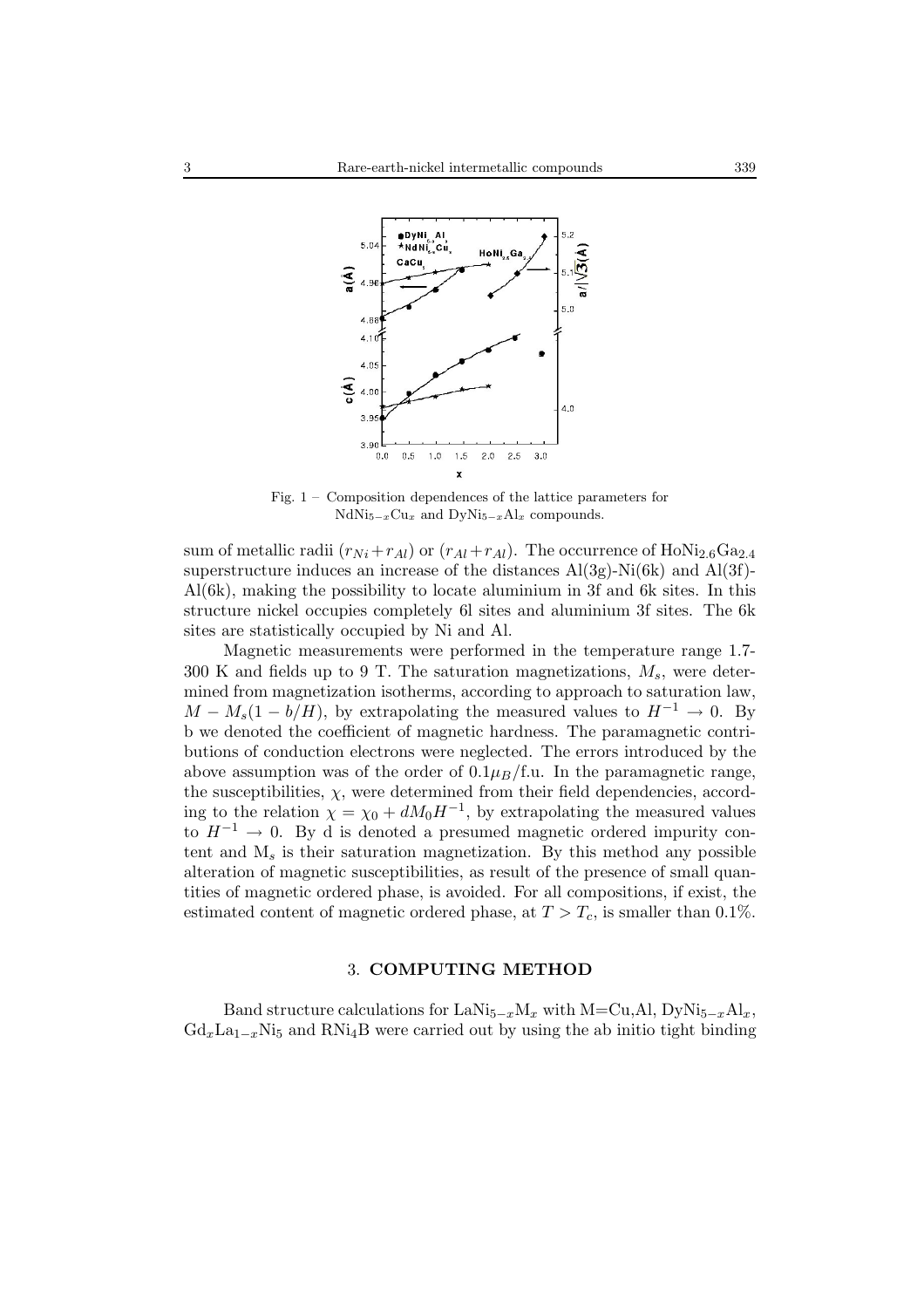Fig. 1 – Composition dependences of the lattice parameters for $NdNi_{5-x}Cu_x$ and $DyNi_{5-x}Al_x$ compounds.

sum of metallic radii ($r_{Ni}+r_{Al}$) or ($r_{Al}+r_{Al}$). The occurrence of $HoNi_{2.6}Ga_{2.4}$ superstructure induces an increase of the distances Al(3g)-Ni(6k) and Al(3f)-Al(6k), making the possibility to locate aluminium in 3f and 6k sites. In this structure nickel occupies completely 6l sites and aluminium 3f sites. The 6k sites are statistically occupied by Ni and Al.

Magnetic measurements were performed in the temperature range 1.7-300 K and fields up to 9 T. The saturation magnetizations, $M_s$, were determined from magnetization isotherms, according to approach to saturation law, $M - M_s(1 - b/H)$, by extrapolating the measured values to $H^{-1} \rightarrow 0$. By b we denoted the coefficient of magnetic hardness. The paramagnetic contributions of conduction electrons were neglected. The errors introduced by the above assumption was of the order of $0.1\mu_B$/f.u. In the paramagnetic range, the susceptibilities, $\chi$, were determined from their field dependencies, according to the relation $\chi = \chi_0 + dM_0H^{-1}$, by extrapolating the measured values to $H^{-1} \rightarrow 0$. By d is denoted a presumed magnetic ordered impurity content and $M_s$ is their saturation magnetization. By this method any possible alteration of magnetic susceptibilities, as result of the presence of small quantities of magnetic ordered phase, is avoided. For all compositions, if exist, the estimated content of magnetic ordered phase, at $T > T_c$, is smaller than 0.1%.

## 3. COMPUTING METHOD

Band structure calculations for $LaNi_{5-x}M_x$ with M=Cu,Al, $DyNi_{5-x}Al_x$, $Gd_xLa_{1-x}Ni_5$ and $RNi_4B$ were carried out by using the ab initio tight binding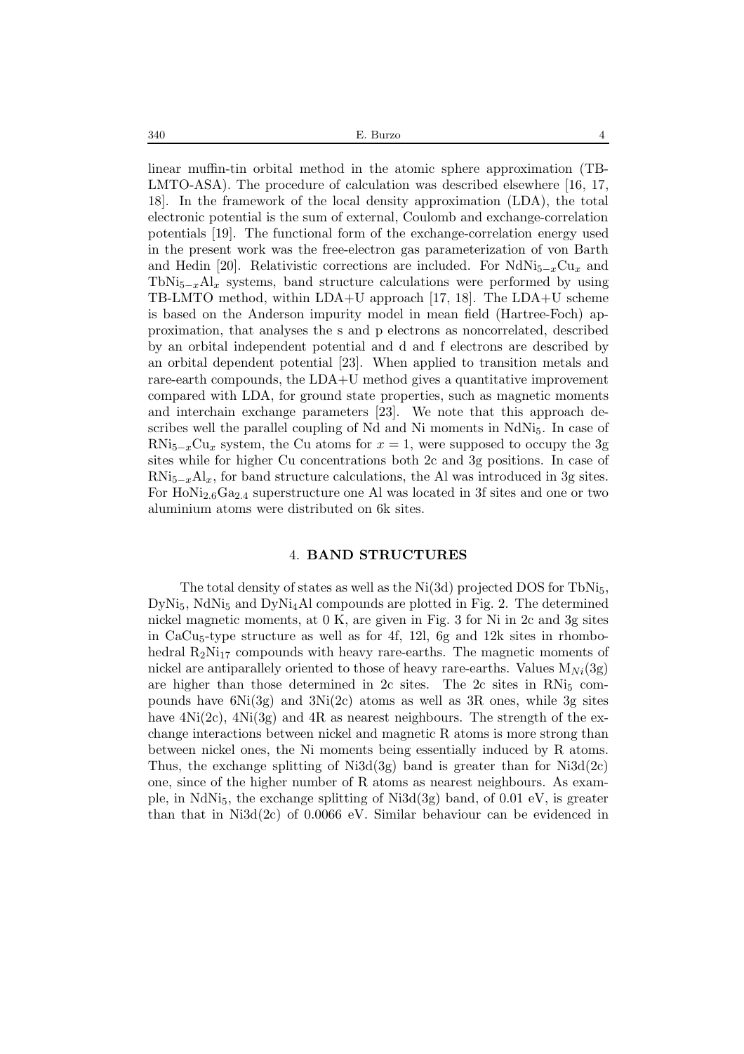linear muffin-tin orbital method in the atomic sphere approximation (TB-LMTO-ASA). The procedure of calculation was described elsewhere [16, 17, 18]. In the framework of the local density approximation (LDA), the total electronic potential is the sum of external, Coulomb and exchange-correlation potentials [19]. The functional form of the exchange-correlation energy used in the present work was the free-electron gas parameterization of von Barth and Hedin [20]. Relativistic corrections are included. For $NdNi_{5-x}Cu_x$ and $TbNi_{5-x}Al_x$ systems, band structure calculations were performed by using TB-LMTO method, within LDA+U approach [17, 18]. The LDA+U scheme is based on the Anderson impurity model in mean field (Hartree-Foch) approximation, that analyses the s and p electrons as noncorrelated, described by an orbital independent potential and d and f electrons are described by an orbital dependent potential [23]. When applied to transition metals and rare-earth compounds, the LDA+U method gives a quantitative improvement compared with LDA, for ground state properties, such as magnetic moments and interchain exchange parameters [23]. We note that this approach describes well the parallel coupling of Nd and Ni moments in $NdNi_5$. In case of $RNi_{5-x}Cu_x$ system, the Cu atoms for $x = 1$, were supposed to occupy the 3g sites while for higher Cu concentrations both 2c and 3g positions. In case of $RNi_{5-x}Al_x$, for band structure calculations, the Al was introduced in 3g sites. For $HoNi_{2.6}Ga_{2.4}$ superstructure one Al was located in 3f sites and one or two aluminium atoms were distributed on 6k sites.

## 4. BAND STRUCTURES

The total density of states as well as the Ni(3d) projected DOS for $TbNi_5$, $DyNi_5$, $NdNi_5$ and $DyNi_4Al$ compounds are plotted in Fig. 2. The determined nickel magnetic moments, at 0 K, are given in Fig. 3 for Ni in 2c and 3g sites in $CaCu_5$-type structure as well as for 4f, 12l, 6g and 12k sites in rhombohedral $R_2Ni_{17}$ compounds with heavy rare-earths. The magnetic moments of nickel are antiparallely oriented to those of heavy rare-earths. Values $M_{Ni}(3g)$ are higher than those determined in 2c sites. The 2c sites in $RNi_5$ compounds have 6Ni(3g) and 3Ni(2c) atoms as well as 3R ones, while 3g sites have 4Ni(2c), 4Ni(3g) and 4R as nearest neighbours. The strength of the exchange interactions between nickel and magnetic R atoms is more strong than between nickel ones, the Ni moments being essentially induced by R atoms. Thus, the exchange splitting of Ni3d(3g) band is greater than for Ni3d(2c) one, since of the higher number of R atoms as nearest neighbours. As example, in $NdNi_5$, the exchange splitting of Ni3d(3g) band, of 0.01 eV, is greater than that in Ni3d(2c) of 0.0066 eV. Similar behaviour can be evidenced in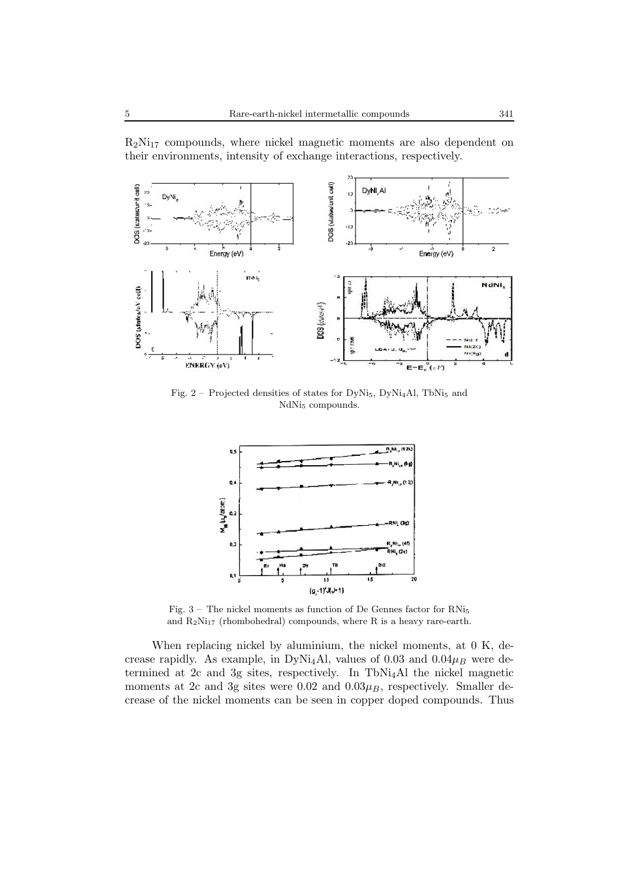$R_2Ni_{17}$ compounds, where nickel magnetic moments are also dependent on their environments, intensity of exchange interactions, respectively.

Fig. 2 – Projected densities of states for $DyNi_5$, $DyNi_4Al$, $TbNi_5$ and $NdNi_5$ compounds.

Fig. 3 – The nickel moments as function of De Gennes factor for $RNi_5$ and $R_2Ni_{17}$ (rhombohedral) compounds, where R is a heavy rare-earth.

When replacing nickel by aluminium, the nickel moments, at 0 K, decrease rapidly. As example, in $DyNi_4Al$, values of 0.03 and $0.04\mu_B$ were determined at 2c and 3g sites, respectively. In $TbNi_4Al$ the nickel magnetic moments at 2c and 3g sites were 0.02 and $0.03\mu_B$, respectively. Smaller decrease of the nickel moments can be seen in copper doped compounds. Thus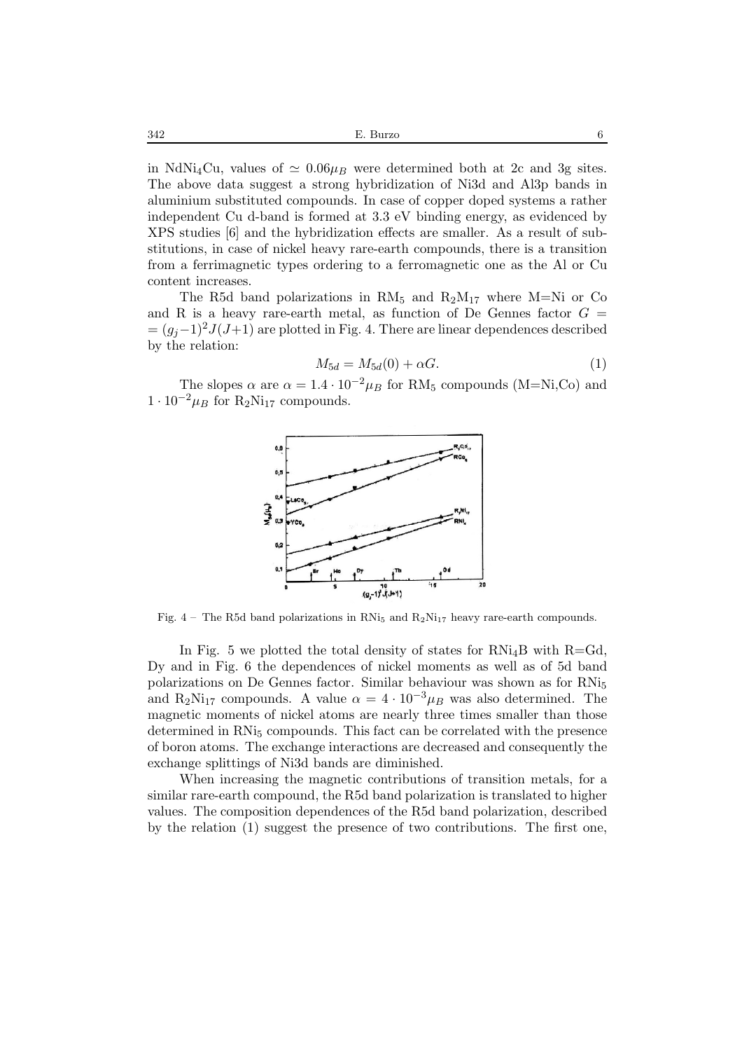in $NdNi_4Cu$, values of $\simeq 0.06\mu_B$ were determined both at 2c and 3g sites. The above data suggest a strong hybridization of Ni3d and Al3p bands in aluminium substituted compounds. In case of copper doped systems a rather independent Cu d-band is formed at 3.3 eV binding energy, as evidenced by XPS studies [6] and the hybridization effects are smaller. As a result of substitutions, in case of nickel heavy rare-earth compounds, there is a transition from a ferrimagnetic types ordering to a ferromagnetic one as the Al or Cu content increases.

The R5d band polarizations in $RM_5$ and $R_2M_{17}$ where M=Ni or Co and R is a heavy rare-earth metal, as function of De Gennes factor $G = (g_j-1)^2J(J+1)$ are plotted in Fig. 4. There are linear dependences described by the relation:

$$M_{5d} = M_{5d}(0) + \alpha G. \quad (1)$$

The slopes $\alpha$ are $\alpha = 1.4 \cdot 10^{-2}\mu_B$ for $RM_5$ compounds (M=Ni,Co) and $1 \cdot 10^{-2}\mu_B$ for $R_2Ni_{17}$ compounds.

Fig. 4 – The R5d band polarizations in $RNi_5$ and $R_2Ni_{17}$ heavy rare-earth compounds.

In Fig. 5 we plotted the total density of states for $RNi_4B$ with R=Gd, Dy and in Fig. 6 the dependences of nickel moments as well as of 5d band polarizations on De Gennes factor. Similar behaviour was shown as for $RNi_5$ and $R_2Ni_{17}$ compounds. A value $\alpha = 4 \cdot 10^{-3}\mu_B$ was also determined. The magnetic moments of nickel atoms are nearly three times smaller than those determined in $RNi_5$ compounds. This fact can be correlated with the presence of boron atoms. The exchange interactions are decreased and consequently the exchange splittings of Ni3d bands are diminished.

When increasing the magnetic contributions of transition metals, for a similar rare-earth compound, the R5d band polarization is translated to higher values. The composition dependences of the R5d band polarization, described by the relation (1) suggest the presence of two contributions. The first one,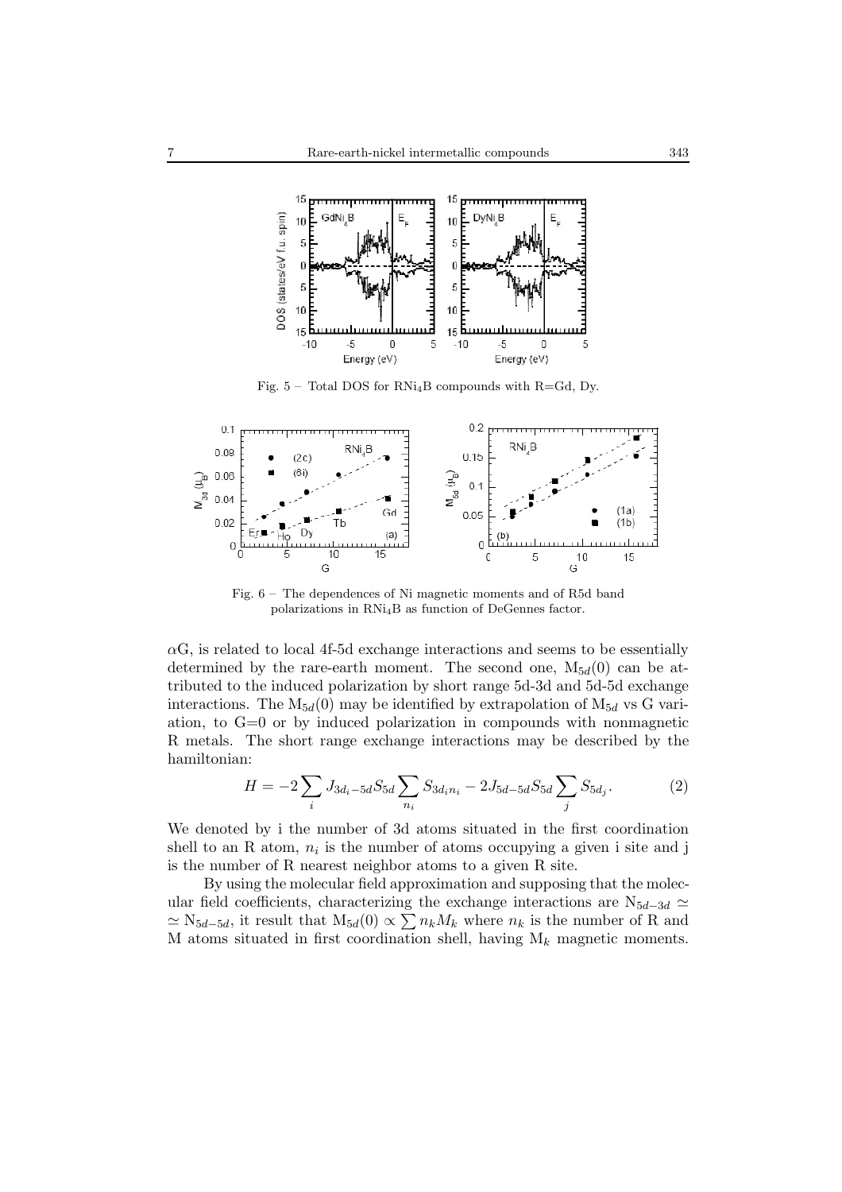Fig. 5 – Total DOS for $RNi_4B$ compounds with R=Gd, Dy.

Fig. 6 – The dependences of Ni magnetic moments and of R5d band polarizations in $RNi_4B$ as function of DeGennes factor.

$\alpha$G, is related to local 4f-5d exchange interactions and seems to be essentially determined by the rare-earth moment. The second one, $M_{5d}(0)$ can be attributed to the induced polarization by short range 5d-3d and 5d-5d exchange interactions. The $M_{5d}(0)$ may be identified by extrapolation of $M_{5d}$ vs G variation, to G=0 or by induced polarization in compounds with nonmagnetic R metals. The short range exchange interactions may be described by the hamiltonian:

$$H = -2\sum_{i} J_{3d_i-5d} S_{5d} \sum_{n_i} S_{3d_i n_i} - 2J_{5d-5d} S_{5d} \sum_{j} S_{5d_j}. \tag{2}$$

We denoted by i the number of 3d atoms situated in the first coordination shell to an R atom, $n_i$ is the number of atoms occupying a given i site and j is the number of R nearest neighbor atoms to a given R site.

By using the molecular field approximation and supposing that the molecular field coefficients, characterizing the exchange interactions are $N_{5d-3d} \simeq \simeq N_{5d-5d}$, it result that $M_{5d}(0) \propto \sum n_k M_k$ where $n_k$ is the number of R and M atoms situated in first coordination shell, having $M_k$ magnetic moments.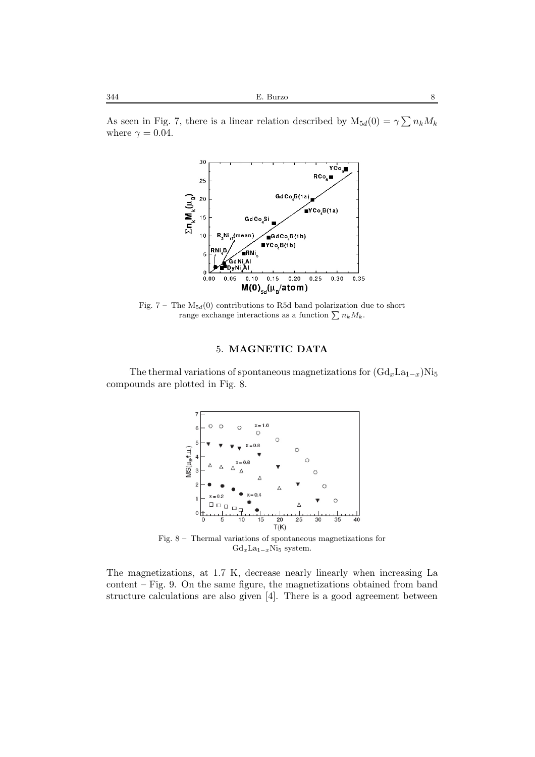As seen in Fig. 7, there is a linear relation described by $M_{5d}(0) = \gamma \sum n_k M_k$ where $\gamma = 0.04$.

Fig. 7 – The $M_{5d}(0)$ contributions to R5d band polarization due to short range exchange interactions as a function $\sum n_k M_k$.

## 5. MAGNETIC DATA

The thermal variations of spontaneous magnetizations for $(Gd_xLa_{1-x})Ni_5$ compounds are plotted in Fig. 8.

Fig. 8 – Thermal variations of spontaneous magnetizations for $Gd_xLa_{1-x}Ni_5$ system.

The magnetizations, at 1.7 K, decrease nearly linearly when increasing La content – Fig. 9. On the same figure, the magnetizations obtained from band structure calculations are also given [4]. There is a good agreement between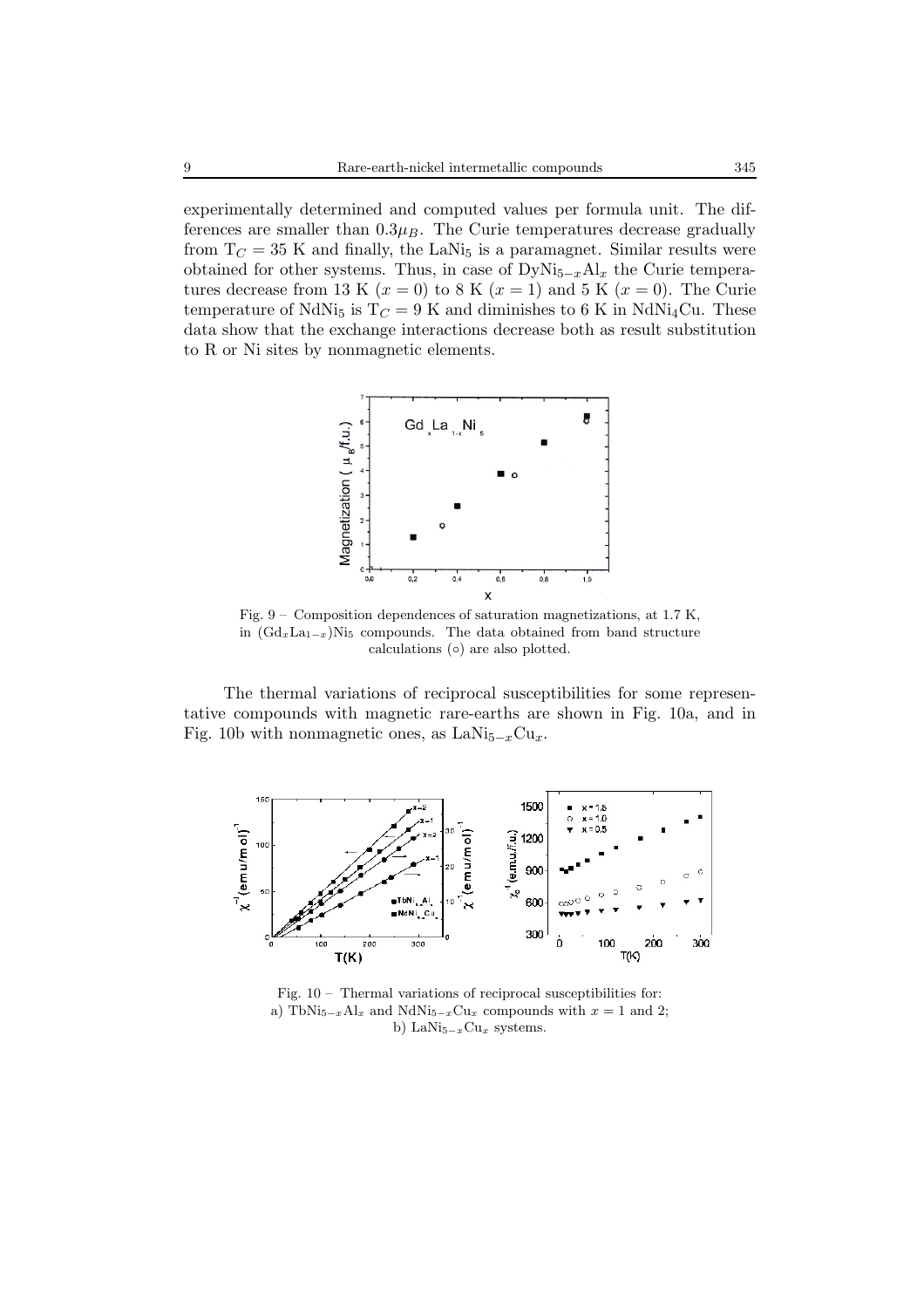experimentally determined and computed values per formula unit. The differences are smaller than $0.3\mu_B$. The Curie temperatures decrease gradually from $T_C = 35$ K and finally, the $LaNi_5$ is a paramagnet. Similar results were obtained for other systems. Thus, in case of $DyNi_{5-x}Al_x$ the Curie temperatures decrease from 13 K ($x = 0$) to 8 K ($x = 1$) and 5 K ($x = 0$). The Curie temperature of $NdNi_5$ is $T_C = 9$ K and diminishes to 6 K in $NdNi_4Cu$. These data show that the exchange interactions decrease both as result substitution to R or Ni sites by nonmagnetic elements.

Fig. 9 – Composition dependences of saturation magnetizations, at 1.7 K, in $(Gd_xLa_{1-x})Ni_5$ compounds. The data obtained from band structure calculations (○) are also plotted.

The thermal variations of reciprocal susceptibilities for some representative compounds with magnetic rare-earths are shown in Fig. 10a, and in Fig. 10b with nonmagnetic ones, as $LaNi_{5-x}Cu_x$.

Fig. 10 – Thermal variations of reciprocal susceptibilities for:
a) $TbNi_{5-x}Al_x$ and $NdNi_{5-x}Cu_x$ compounds with $x = 1$ and 2;
b) $LaNi_{5-x}Cu_x$ systems.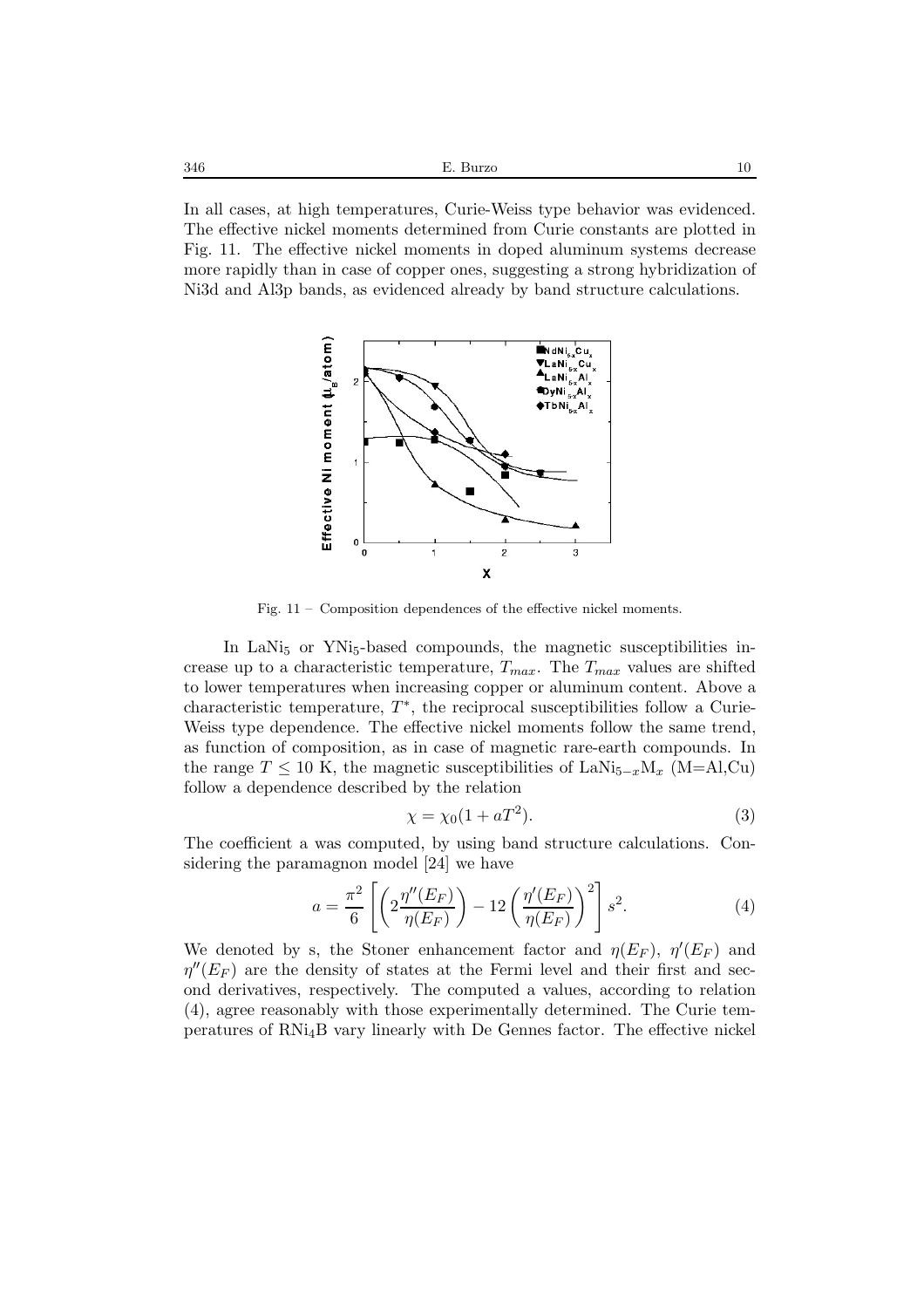In all cases, at high temperatures, Curie-Weiss type behavior was evidenced. The effective nickel moments determined from Curie constants are plotted in Fig. 11. The effective nickel moments in doped aluminum systems decrease more rapidly than in case of copper ones, suggesting a strong hybridization of Ni3d and Al3p bands, as evidenced already by band structure calculations.

Fig. 11 – Composition dependences of the effective nickel moments.

In $LaNi_5$ or $YNi_5$-based compounds, the magnetic susceptibilities increase up to a characteristic temperature, $T_{max}$. The $T_{max}$ values are shifted to lower temperatures when increasing copper or aluminum content. Above a characteristic temperature, $T^*$, the reciprocal susceptibilities follow a Curie-Weiss type dependence. The effective nickel moments follow the same trend, as function of composition, as in case of magnetic rare-earth compounds. In the range $T \leq 10$ K, the magnetic susceptibilities of $LaNi_{5-x}M_x$ (M=Al,Cu) follow a dependence described by the relation

$$\chi = \chi_0(1 + aT^2). \tag{3}$$

The coefficient a was computed, by using band structure calculations. Considering the paramagnon model [24] we have

$$a = \frac{\pi^2}{6}\left[\left(2\frac{\eta''(E_F)}{\eta(E_F)}\right) - 12\left(\frac{\eta'(E_F)}{\eta(E_F)}\right)^2\right]s^2. \tag{4}$$

We denoted by s, the Stoner enhancement factor and $\eta(E_F)$, $\eta'(E_F)$ and $\eta''(E_F)$ are the density of states at the Fermi level and their first and second derivatives, respectively. The computed a values, according to relation (4), agree reasonably with those experimentally determined. The Curie temperatures of $RNi_4B$ vary linearly with De Gennes factor. The effective nickel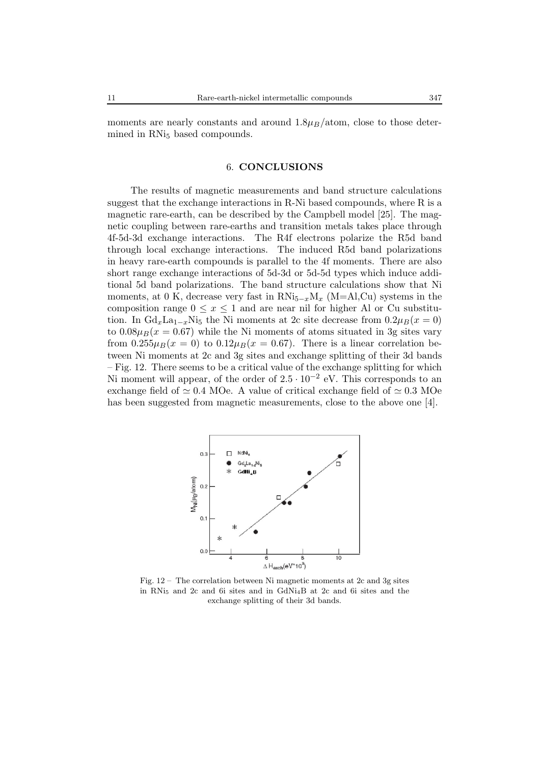moments are nearly constants and around $1.8\mu_B$/atom, close to those determined in $RNi_5$ based compounds.

## 6. CONCLUSIONS

The results of magnetic measurements and band structure calculations suggest that the exchange interactions in R-Ni based compounds, where R is a magnetic rare-earth, can be described by the Campbell model [25]. The magnetic coupling between rare-earths and transition metals takes place through 4f-5d-3d exchange interactions. The R4f electrons polarize the R5d band through local exchange interactions. The induced R5d band polarizations in heavy rare-earth compounds is parallel to the 4f moments. There are also short range exchange interactions of 5d-3d or 5d-5d types which induce additional 5d band polarizations. The band structure calculations show that Ni moments, at 0 K, decrease very fast in $RNi_{5-x}M_x$ (M=Al,Cu) systems in the composition range $0 \leq x \leq 1$ and are near nil for higher Al or Cu substitution. In $Gd_xLa_{1-x}Ni_5$ the Ni moments at 2c site decrease from $0.2\mu_B(x = 0)$ to $0.08\mu_B(x = 0.67)$ while the Ni moments of atoms situated in 3g sites vary from $0.255\mu_B(x = 0)$ to $0.12\mu_B(x = 0.67)$. There is a linear correlation between Ni moments at 2c and 3g sites and exchange splitting of their 3d bands – Fig. 12. There seems to be a critical value of the exchange splitting for which Ni moment will appear, of the order of $2.5 \cdot 10^{-2}$ eV. This corresponds to an exchange field of $\simeq 0.4$ MOe. A value of critical exchange field of $\simeq 0.3$ MOe has been suggested from magnetic measurements, close to the above one [4].

Fig. 12 – The correlation between Ni magnetic moments at 2c and 3g sites in $RNi_5$ and 2c and 6i sites and in $GdNi_4B$ at 2c and 6i sites and the exchange splitting of their 3d bands.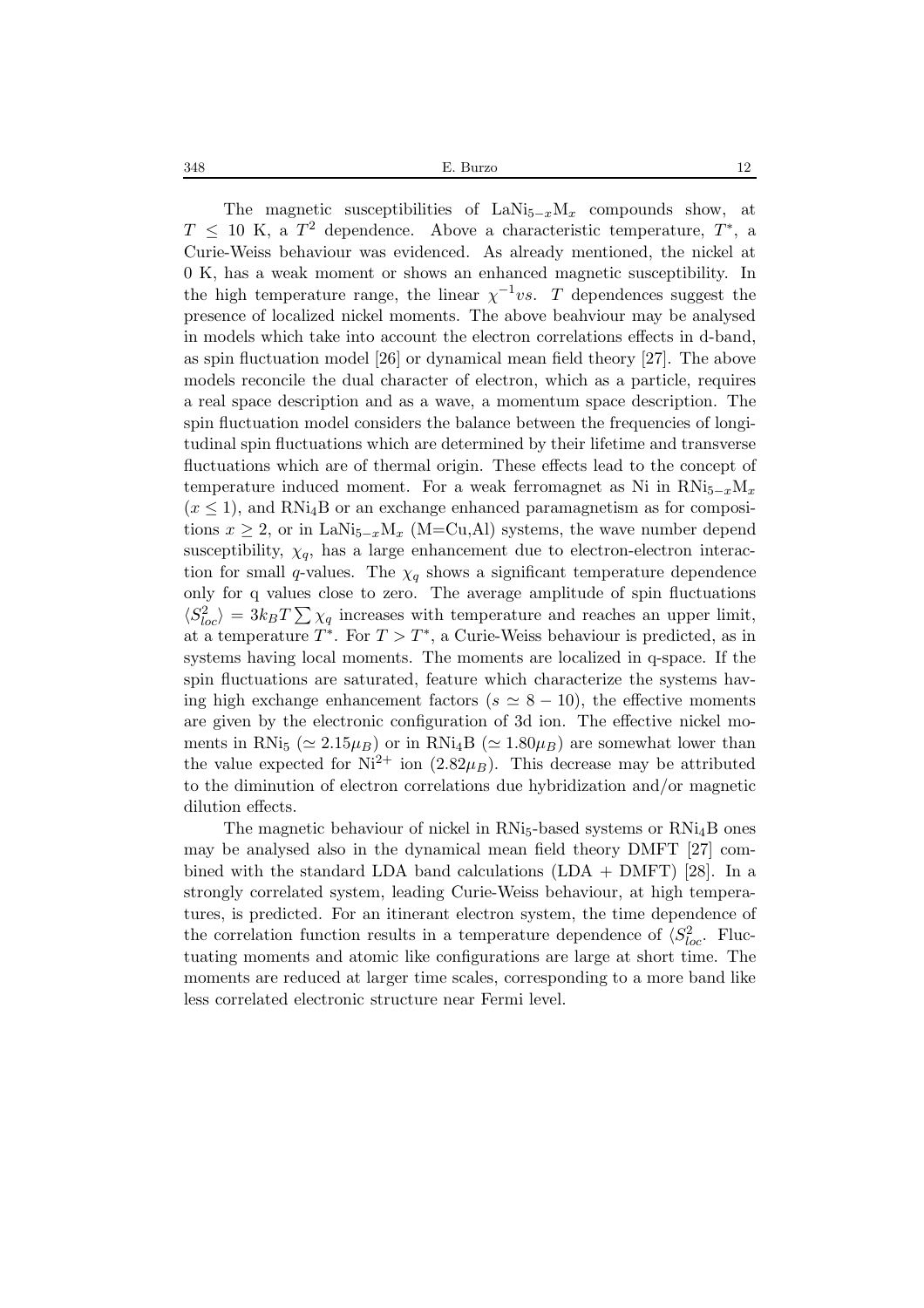The magnetic susceptibilities of $LaNi_{5-x}M_x$ compounds show, at $T \leq 10$ K, a $T^2$ dependence. Above a characteristic temperature, $T^*$, a Curie-Weiss behaviour was evidenced. As already mentioned, the nickel at 0 K, has a weak moment or shows an enhanced magnetic susceptibility. In the high temperature range, the linear $\chi^{-1} vs.\ T$ dependences suggest the presence of localized nickel moments. The above beahviour may be analysed in models which take into account the electron correlations effects in d-band, as spin fluctuation model [26] or dynamical mean field theory [27]. The above models reconcile the dual character of electron, which as a particle, requires a real space description and as a wave, a momentum space description. The spin fluctuation model considers the balance between the frequencies of longitudinal spin fluctuations which are determined by their lifetime and transverse fluctuations which are of thermal origin. These effects lead to the concept of temperature induced moment. For a weak ferromagnet as Ni in $RNi_{5-x}M_x$ ($x \leq 1$), and $RNi_4B$ or an exchange enhanced paramagnetism as for compositions $x \geq 2$, or in $LaNi_{5-x}M_x$ (M=Cu,Al) systems, the wave number depend susceptibility, $\chi_q$, has a large enhancement due to electron-electron interaction for small $q$-values. The $\chi_q$ shows a significant temperature dependence only for q values close to zero. The average amplitude of spin fluctuations $\langle S_{loc}^2 \rangle = 3k_B T \sum \chi_q$ increases with temperature and reaches an upper limit, at a temperature $T^*$. For $T > T^*$, a Curie-Weiss behaviour is predicted, as in systems having local moments. The moments are localized in q-space. If the spin fluctuations are saturated, feature which characterize the systems having high exchange enhancement factors ($s \simeq 8 - 10$), the effective moments are given by the electronic configuration of 3d ion. The effective nickel moments in $RNi_5$ ($\simeq 2.15\mu_B$) or in $RNi_4B$ ($\simeq 1.80\mu_B$) are somewhat lower than the value expected for $Ni^{2+}$ ion ($2.82\mu_B$). This decrease may be attributed to the diminution of electron correlations due hybridization and/or magnetic dilution effects.

The magnetic behaviour of nickel in $RNi_5$-based systems or $RNi_4B$ ones may be analysed also in the dynamical mean field theory DMFT [27] combined with the standard LDA band calculations (LDA + DMFT) [28]. In a strongly correlated system, leading Curie-Weiss behaviour, at high temperatures, is predicted. For an itinerant electron system, the time dependence of the correlation function results in a temperature dependence of $\langle S_{loc}^2$. Fluctuating moments and atomic like configurations are large at short time. The moments are reduced at larger time scales, corresponding to a more band like less correlated electronic structure near Fermi level.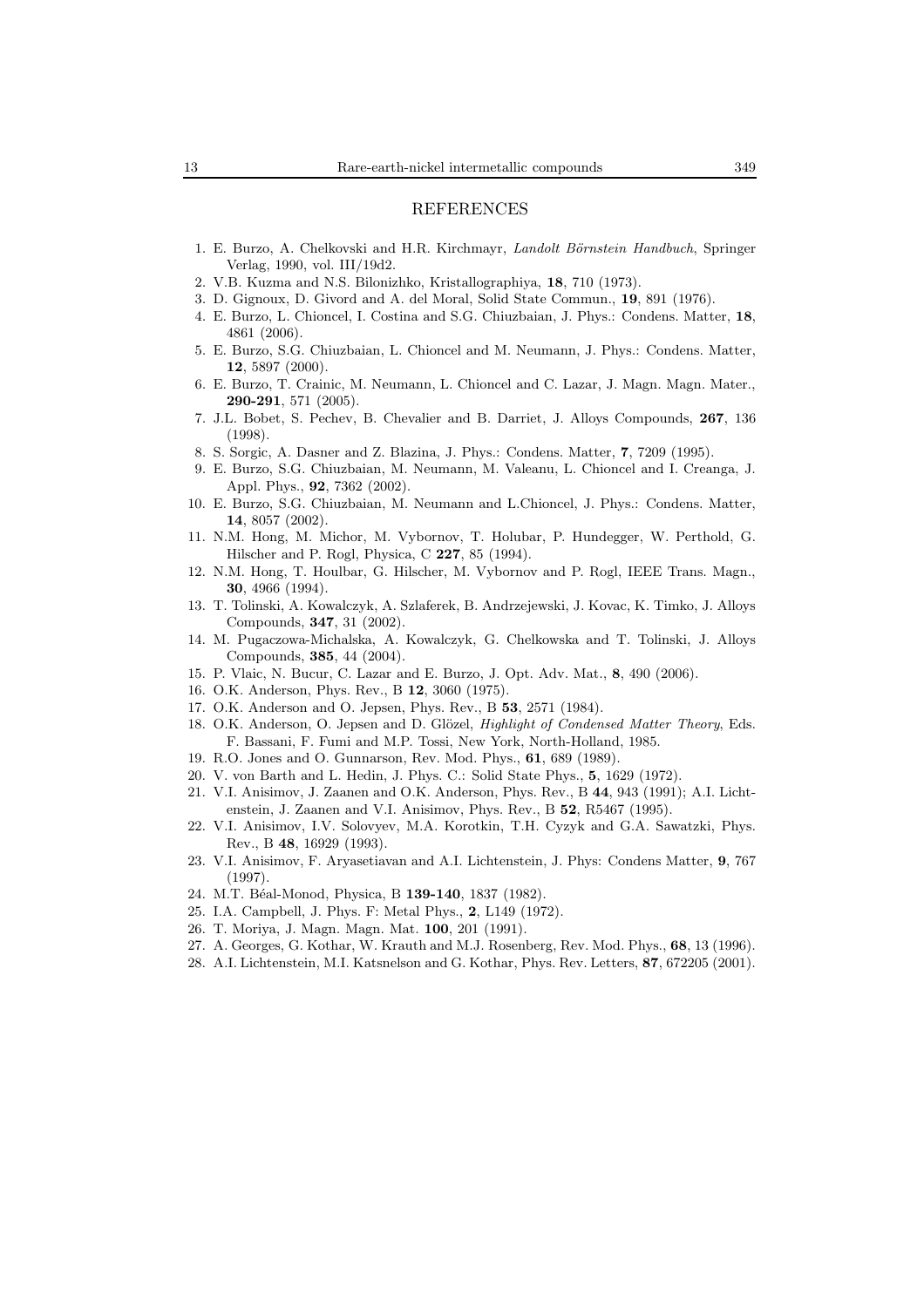## REFERENCES

1. E. Burzo, A. Chelkovski and H.R. Kirchmayr, *Landolt Börnstein Handbuch*, Springer Verlag, 1990, vol. III/19d2.
2. V.B. Kuzma and N.S. Bilonizhko, Kristallographiya, **18**, 710 (1973).
3. D. Gignoux, D. Givord and A. del Moral, Solid State Commun., **19**, 891 (1976).
4. E. Burzo, L. Chioncel, I. Costina and S.G. Chiuzbaian, J. Phys.: Condens. Matter, **18**, 4861 (2006).
5. E. Burzo, S.G. Chiuzbaian, L. Chioncel and M. Neumann, J. Phys.: Condens. Matter, **12**, 5897 (2000).
6. E. Burzo, T. Crainic, M. Neumann, L. Chioncel and C. Lazar, J. Magn. Magn. Mater., **290-291**, 571 (2005).
7. J.L. Bobet, S. Pechev, B. Chevalier and B. Darriet, J. Alloys Compounds, **267**, 136 (1998).
8. S. Sorgic, A. Dasner and Z. Blazina, J. Phys.: Condens. Matter, **7**, 7209 (1995).
9. E. Burzo, S.G. Chiuzbaian, M. Neumann, M. Valeanu, L. Chioncel and I. Creanga, J. Appl. Phys., **92**, 7362 (2002).
10. E. Burzo, S.G. Chiuzbaian, M. Neumann and L.Chioncel, J. Phys.: Condens. Matter, **14**, 8057 (2002).
11. N.M. Hong, M. Michor, M. Vybornov, T. Holubar, P. Hundegger, W. Perthold, G. Hilscher and P. Rogl, Physica, C **227**, 85 (1994).
12. N.M. Hong, T. Houlbar, G. Hilscher, M. Vybornov and P. Rogl, IEEE Trans. Magn., **30**, 4966 (1994).
13. T. Tolinski, A. Kowalczyk, A. Szlaferek, B. Andrzejewski, J. Kovac, K. Timko, J. Alloys Compounds, **347**, 31 (2002).
14. M. Pugaczowa-Michalska, A. Kowalczyk, G. Chelkowska and T. Tolinski, J. Alloys Compounds, **385**, 44 (2004).
15. P. Vlaic, N. Bucur, C. Lazar and E. Burzo, J. Opt. Adv. Mat., **8**, 490 (2006).
16. O.K. Anderson, Phys. Rev., B **12**, 3060 (1975).
17. O.K. Anderson and O. Jepsen, Phys. Rev., B **53**, 2571 (1984).
18. O.K. Anderson, O. Jepsen and D. Glözel, *Highlight of Condensed Matter Theory*, Eds. F. Bassani, F. Fumi and M.P. Tossi, New York, North-Holland, 1985.
19. R.O. Jones and O. Gunnarson, Rev. Mod. Phys., **61**, 689 (1989).
20. V. von Barth and L. Hedin, J. Phys. C.: Solid State Phys., **5**, 1629 (1972).
21. V.I. Anisimov, J. Zaanen and O.K. Anderson, Phys. Rev., B **44**, 943 (1991); A.I. Lichtenstein, J. Zaanen and V.I. Anisimov, Phys. Rev., B **52**, R5467 (1995).
22. V.I. Anisimov, I.V. Solovyev, M.A. Korotkin, T.H. Cyzyk and G.A. Sawatzki, Phys. Rev., B **48**, 16929 (1993).
23. V.I. Anisimov, F. Aryasetiavan and A.I. Lichtenstein, J. Phys: Condens Matter, **9**, 767 (1997).
24. M.T. Béal-Monod, Physica, B **139-140**, 1837 (1982).
25. I.A. Campbell, J. Phys. F: Metal Phys., **2**, L149 (1972).
26. T. Moriya, J. Magn. Magn. Mat. **100**, 201 (1991).
27. A. Georges, G. Kothar, W. Krauth and M.J. Rosenberg, Rev. Mod. Phys., **68**, 13 (1996).
28. A.I. Lichtenstein, M.I. Katsnelson and G. Kothar, Phys. Rev. Letters, **87**, 672205 (2001).